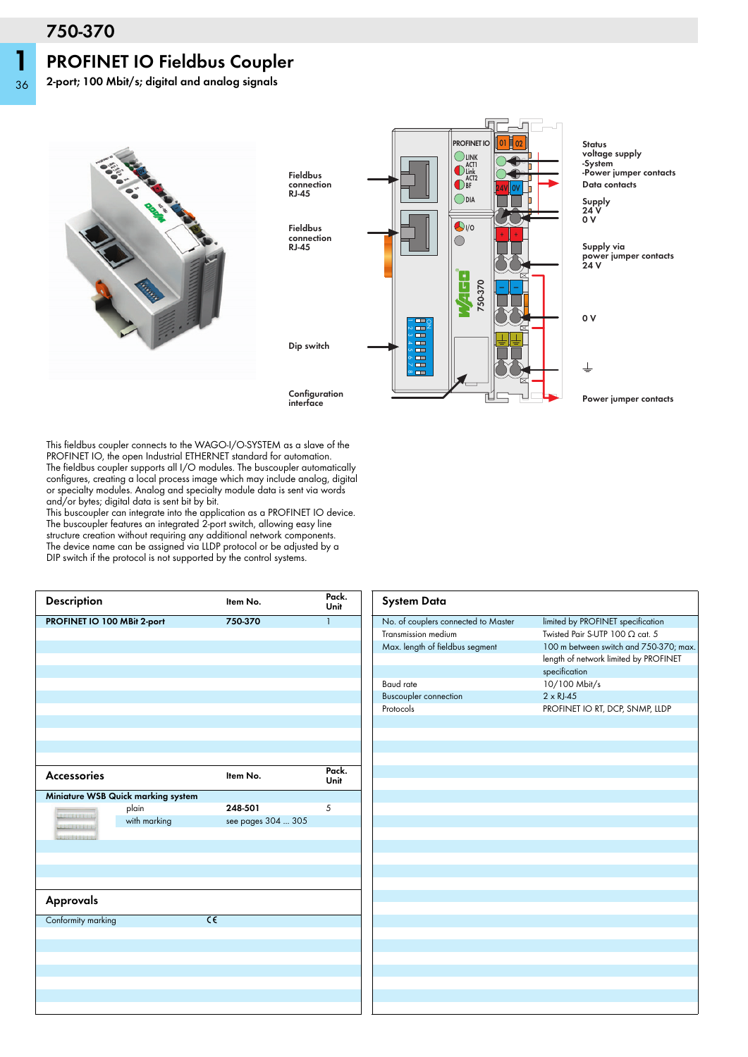# 750-370

## PROFINET IO Fieldbus Coupler

**2-port; 100 Mbit/s; digital and analog signals**

Fieldbus connection RJ-45

Fieldbus connection RJ-45

Dip switch

Configuration interface

Status voltage supply -System -Power jumper contacts

Data contacts

Supply 24 V 0 V

Supply via power jumper contacts 24 V

0 V

⏚

Power jumper contacts

This fieldbus coupler connects to the WAGO-I/O-SYSTEM as a slave of the PROFINET IO, the open Industrial ETHERNET standard for automation.
The fieldbus coupler supports all I/O modules. The buscoupler automatically configures, creating a local process image which may include analog, digital or specialty modules. Analog and specialty module data is sent via words and/or bytes; digital data is sent bit by bit.
This buscoupler can integrate into the application as a PROFINET IO device.
The buscoupler features an integrated 2-port switch, allowing easy line structure creation without requiring any additional network components.
The device name can be assigned via LLDP protocol or be adjusted by a DIP switch if the protocol is not supported by the control systems.

| Description | Item No. | Pack. Unit |
|---|---|---|
| **PROFINET IO 100 MBit 2-port** | **750-370** | 1 |

| Accessories | Item No. | Pack. Unit |
|---|---|---|
| **Miniature WSB Quick marking system** | | |
| plain | **248-501** | 5 |
| with marking | see pages 304 ... 305 | |

| Approvals | |
|---|---|
| Conformity marking | CE |

| System Data | |
|---|---|
| No. of couplers connected to Master | limited by PROFINET specification |
| Transmission medium | Twisted Pair S-UTP 100 Ω cat. 5 |
| Max. length of fieldbus segment | 100 m between switch and 750-370; max. length of network limited by PROFINET specification |
| Baud rate | 10/100 Mbit/s |
| Buscoupler connection | 2 x RJ-45 |
| Protocols | PROFINET IO RT, DCP, SNMP, LLDP |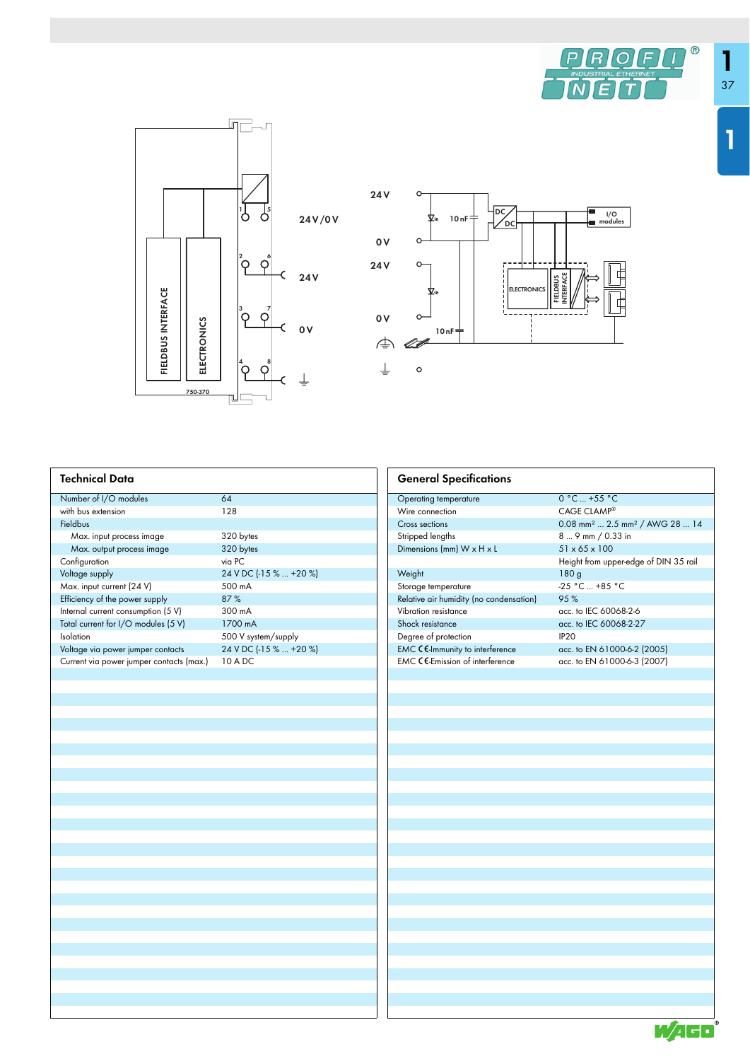FIELDBUS INTERFACE

ELECTRONICS

750-370

24 V/0 V

24 V

0 V

24 V

0 V

24 V

0 V

10 nF

DC

DC

I/O modules

ELECTRONICS

FIELDBUS INTERFACE

10 nF

## Technical Data

| | |
|---|---|
| Number of I/O modules | 64 |
| with bus extension | 128 |
| Fieldbus | |
| Max. input process image | 320 bytes |
| Max. output process image | 320 bytes |
| Configuration | via PC |
| Voltage supply | 24 V DC (-15 % ... +20 %) |
| Max. input current (24 V) | 500 mA |
| Efficiency of the power supply | 87 % |
| Internal current consumption (5 V) | 300 mA |
| Total current for I/O modules (5 V) | 1700 mA |
| Isolation | 500 V system/supply |
| Voltage via power jumper contacts | 24 V DC (-15 % ... +20 %) |
| Current via power jumper contacts (max.) | 10 A DC |

## General Specifications

| | |
|---|---|
| Operating temperature | 0 °C ... +55 °C |
| Wire connection | CAGE CLAMP® |
| Cross sections | 0.08 mm² ... 2.5 mm² / AWG 28 ... 14 |
| Stripped lengths | 8 ... 9 mm / 0.33 in |
| Dimensions (mm) W x H x L | 51 x 65 x 100 |
| | Height from upper-edge of DIN 35 rail |
| Weight | 180 g |
| Storage temperature | -25 °C ... +85 °C |
| Relative air humidity (no condensation) | 95 % |
| Vibration resistance | acc. to IEC 60068-2-6 |
| Shock resistance | acc. to IEC 60068-2-27 |
| Degree of protection | IP20 |
| EMC CE-Immunity to interference | acc. to EN 61000-6-2 (2005) |
| EMC CE-Emission of interference | acc. to EN 61000-6-3 (2007) |